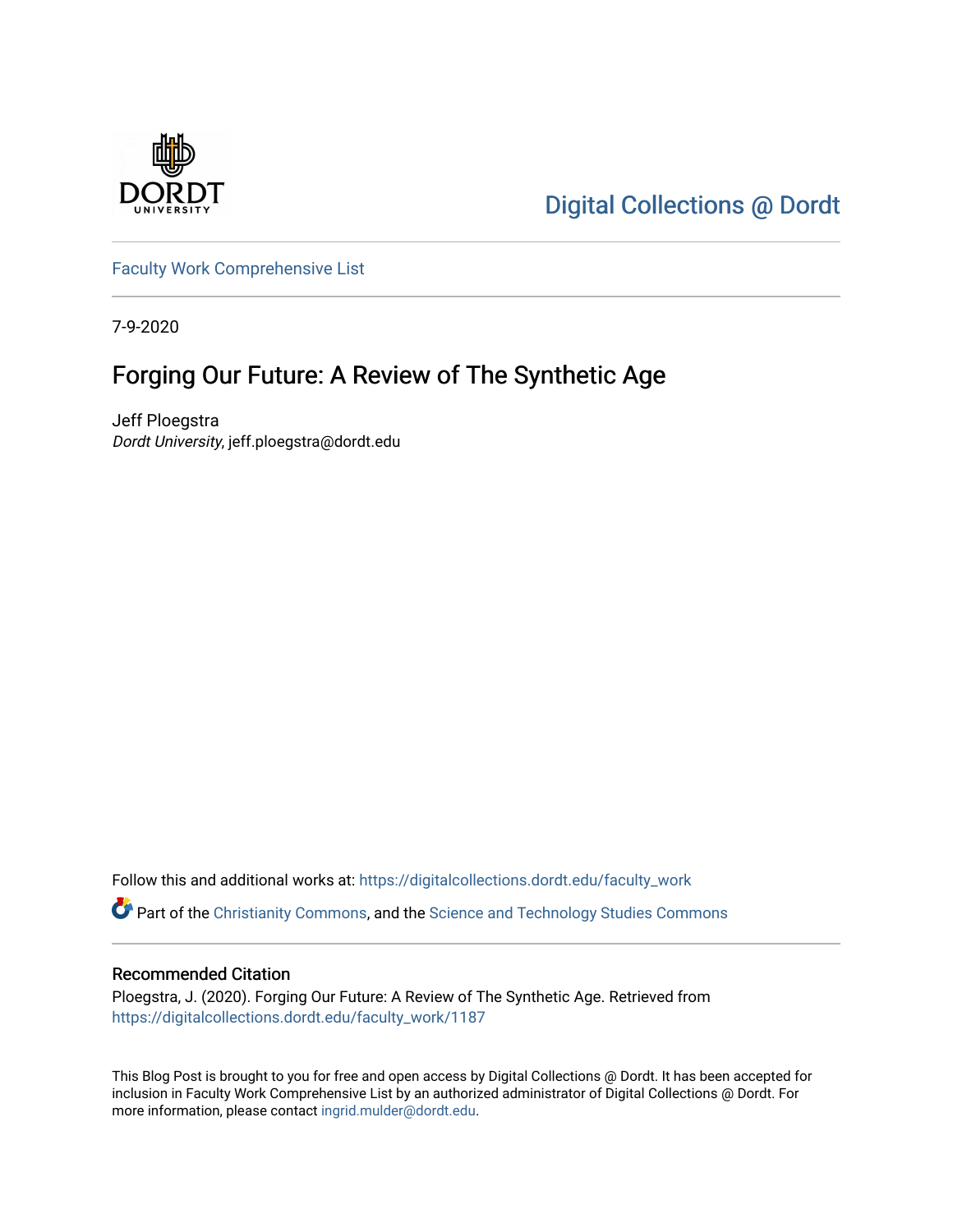Digital Collections @ Dordt

Faculty Work Comprehensive List

7-9-2020

# Forging Our Future: A Review of The Synthetic Age

Jeff Ploegstra
*Dordt University*, jeff.ploegstra@dordt.edu

Follow this and additional works at: https://digitalcollections.dordt.edu/faculty_work

Part of the Christianity Commons, and the Science and Technology Studies Commons

## Recommended Citation

Ploegstra, J. (2020). Forging Our Future: A Review of The Synthetic Age. Retrieved from https://digitalcollections.dordt.edu/faculty_work/1187

This Blog Post is brought to you for free and open access by Digital Collections @ Dordt. It has been accepted for inclusion in Faculty Work Comprehensive List by an authorized administrator of Digital Collections @ Dordt. For more information, please contact ingrid.mulder@dordt.edu.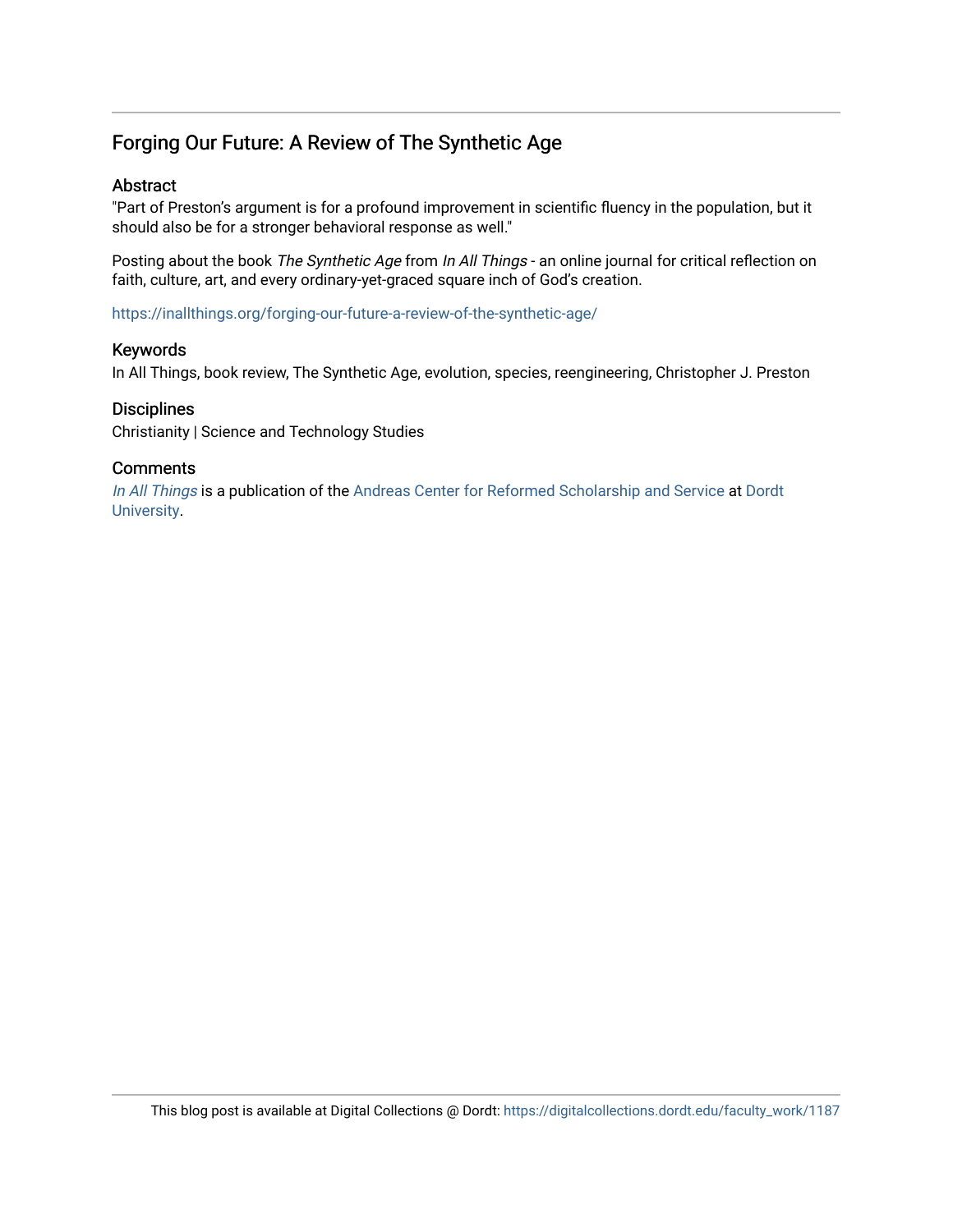## Forging Our Future: A Review of The Synthetic Age

### Abstract

"Part of Preston's argument is for a profound improvement in scientific fluency in the population, but it should also be for a stronger behavioral response as well."

Posting about the book *The Synthetic Age* from *In All Things* - an online journal for critical reflection on faith, culture, art, and every ordinary-yet-graced square inch of God's creation.

https://inallthings.org/forging-our-future-a-review-of-the-synthetic-age/

### Keywords

In All Things, book review, The Synthetic Age, evolution, species, reengineering, Christopher J. Preston

### Disciplines

Christianity | Science and Technology Studies

### Comments

*In All Things* is a publication of the Andreas Center for Reformed Scholarship and Service at Dordt University.

This blog post is available at Digital Collections @ Dordt: https://digitalcollections.dordt.edu/faculty_work/1187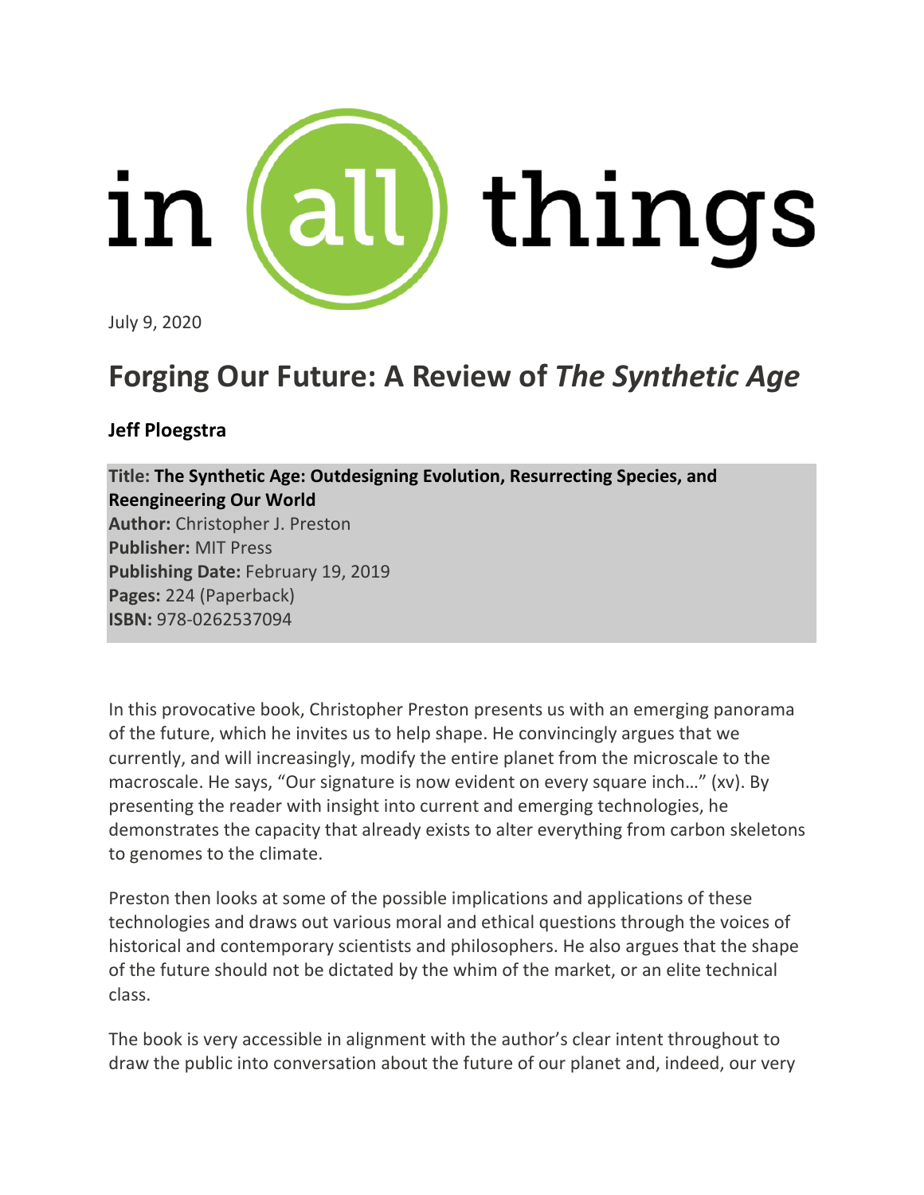in all things

July 9, 2020

# Forging Our Future: A Review of *The Synthetic Age*

**Jeff Ploegstra**

**Title:** **The Synthetic Age: Outdesigning Evolution, Resurrecting Species, and Reengineering Our World**
**Author:** Christopher J. Preston
**Publisher:** MIT Press
**Publishing Date:** February 19, 2019
**Pages:** 224 (Paperback)
**ISBN:** 978-0262537094

In this provocative book, Christopher Preston presents us with an emerging panorama of the future, which he invites us to help shape. He convincingly argues that we currently, and will increasingly, modify the entire planet from the microscale to the macroscale. He says, "Our signature is now evident on every square inch…" (xv). By presenting the reader with insight into current and emerging technologies, he demonstrates the capacity that already exists to alter everything from carbon skeletons to genomes to the climate.

Preston then looks at some of the possible implications and applications of these technologies and draws out various moral and ethical questions through the voices of historical and contemporary scientists and philosophers. He also argues that the shape of the future should not be dictated by the whim of the market, or an elite technical class.

The book is very accessible in alignment with the author's clear intent throughout to draw the public into conversation about the future of our planet and, indeed, our very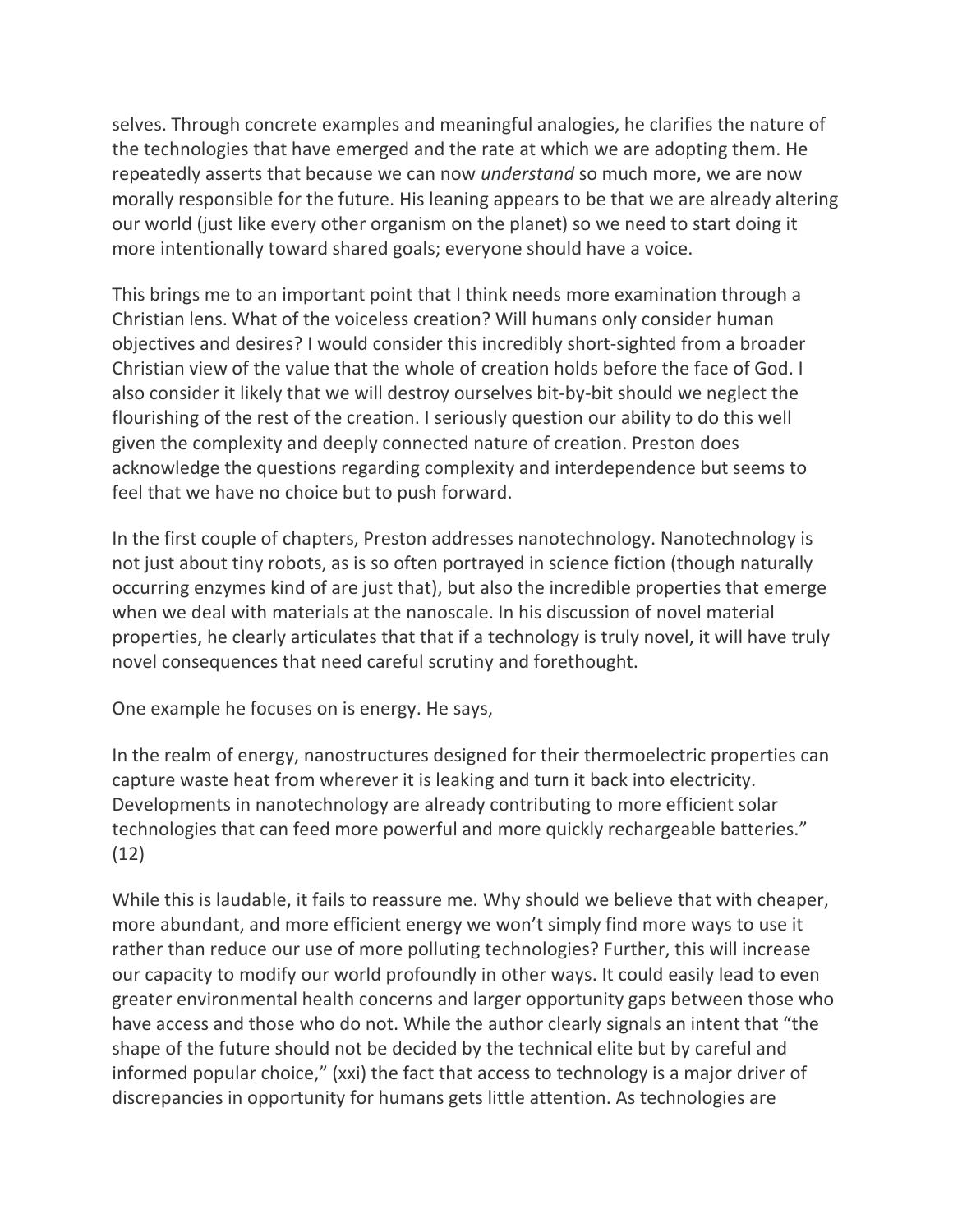selves. Through concrete examples and meaningful analogies, he clarifies the nature of the technologies that have emerged and the rate at which we are adopting them. He repeatedly asserts that because we can now *understand* so much more, we are now morally responsible for the future. His leaning appears to be that we are already altering our world (just like every other organism on the planet) so we need to start doing it more intentionally toward shared goals; everyone should have a voice.

This brings me to an important point that I think needs more examination through a Christian lens. What of the voiceless creation? Will humans only consider human objectives and desires? I would consider this incredibly short-sighted from a broader Christian view of the value that the whole of creation holds before the face of God. I also consider it likely that we will destroy ourselves bit-by-bit should we neglect the flourishing of the rest of the creation. I seriously question our ability to do this well given the complexity and deeply connected nature of creation. Preston does acknowledge the questions regarding complexity and interdependence but seems to feel that we have no choice but to push forward.

In the first couple of chapters, Preston addresses nanotechnology. Nanotechnology is not just about tiny robots, as is so often portrayed in science fiction (though naturally occurring enzymes kind of are just that), but also the incredible properties that emerge when we deal with materials at the nanoscale. In his discussion of novel material properties, he clearly articulates that that if a technology is truly novel, it will have truly novel consequences that need careful scrutiny and forethought.

One example he focuses on is energy. He says,

In the realm of energy, nanostructures designed for their thermoelectric properties can capture waste heat from wherever it is leaking and turn it back into electricity. Developments in nanotechnology are already contributing to more efficient solar technologies that can feed more powerful and more quickly rechargeable batteries." (12)

While this is laudable, it fails to reassure me. Why should we believe that with cheaper, more abundant, and more efficient energy we won't simply find more ways to use it rather than reduce our use of more polluting technologies? Further, this will increase our capacity to modify our world profoundly in other ways. It could easily lead to even greater environmental health concerns and larger opportunity gaps between those who have access and those who do not. While the author clearly signals an intent that "the shape of the future should not be decided by the technical elite but by careful and informed popular choice," (xxi) the fact that access to technology is a major driver of discrepancies in opportunity for humans gets little attention. As technologies are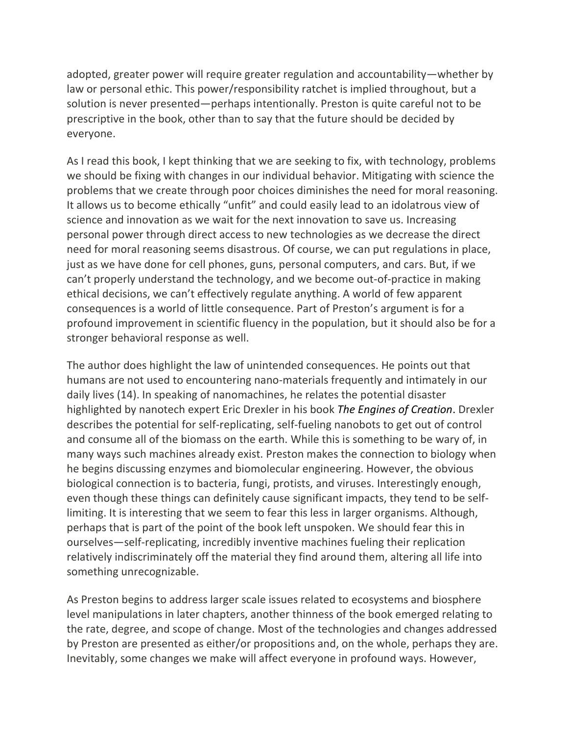adopted, greater power will require greater regulation and accountability—whether by law or personal ethic. This power/responsibility ratchet is implied throughout, but a solution is never presented—perhaps intentionally. Preston is quite careful not to be prescriptive in the book, other than to say that the future should be decided by everyone.

As I read this book, I kept thinking that we are seeking to fix, with technology, problems we should be fixing with changes in our individual behavior. Mitigating with science the problems that we create through poor choices diminishes the need for moral reasoning. It allows us to become ethically "unfit" and could easily lead to an idolatrous view of science and innovation as we wait for the next innovation to save us. Increasing personal power through direct access to new technologies as we decrease the direct need for moral reasoning seems disastrous. Of course, we can put regulations in place, just as we have done for cell phones, guns, personal computers, and cars. But, if we can't properly understand the technology, and we become out-of-practice in making ethical decisions, we can't effectively regulate anything. A world of few apparent consequences is a world of little consequence. Part of Preston's argument is for a profound improvement in scientific fluency in the population, but it should also be for a stronger behavioral response as well.

The author does highlight the law of unintended consequences. He points out that humans are not used to encountering nano-materials frequently and intimately in our daily lives (14). In speaking of nanomachines, he relates the potential disaster highlighted by nanotech expert Eric Drexler in his book ***The Engines of Creation***. Drexler describes the potential for self-replicating, self-fueling nanobots to get out of control and consume all of the biomass on the earth. While this is something to be wary of, in many ways such machines already exist. Preston makes the connection to biology when he begins discussing enzymes and biomolecular engineering. However, the obvious biological connection is to bacteria, fungi, protists, and viruses. Interestingly enough, even though these things can definitely cause significant impacts, they tend to be self-limiting. It is interesting that we seem to fear this less in larger organisms. Although, perhaps that is part of the point of the book left unspoken. We should fear this in ourselves—self-replicating, incredibly inventive machines fueling their replication relatively indiscriminately off the material they find around them, altering all life into something unrecognizable.

As Preston begins to address larger scale issues related to ecosystems and biosphere level manipulations in later chapters, another thinness of the book emerged relating to the rate, degree, and scope of change. Most of the technologies and changes addressed by Preston are presented as either/or propositions and, on the whole, perhaps they are. Inevitably, some changes we make will affect everyone in profound ways. However,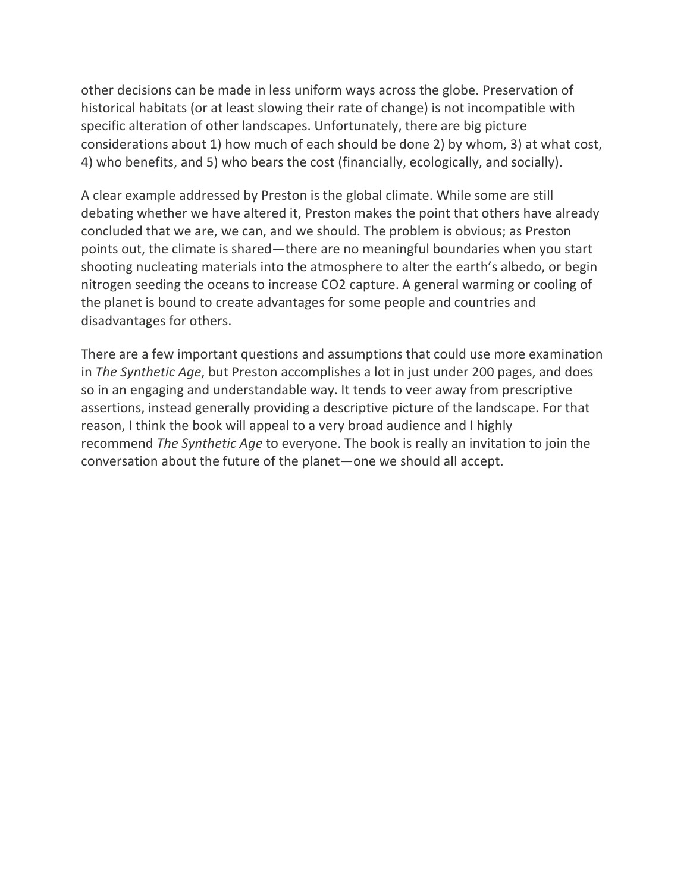other decisions can be made in less uniform ways across the globe. Preservation of historical habitats (or at least slowing their rate of change) is not incompatible with specific alteration of other landscapes. Unfortunately, there are big picture considerations about 1) how much of each should be done 2) by whom, 3) at what cost, 4) who benefits, and 5) who bears the cost (financially, ecologically, and socially).

A clear example addressed by Preston is the global climate. While some are still debating whether we have altered it, Preston makes the point that others have already concluded that we are, we can, and we should. The problem is obvious; as Preston points out, the climate is shared—there are no meaningful boundaries when you start shooting nucleating materials into the atmosphere to alter the earth's albedo, or begin nitrogen seeding the oceans to increase $CO_2$ capture. A general warming or cooling of the planet is bound to create advantages for some people and countries and disadvantages for others.

There are a few important questions and assumptions that could use more examination in *The Synthetic Age*, but Preston accomplishes a lot in just under 200 pages, and does so in an engaging and understandable way. It tends to veer away from prescriptive assertions, instead generally providing a descriptive picture of the landscape. For that reason, I think the book will appeal to a very broad audience and I highly recommend *The Synthetic Age* to everyone. The book is really an invitation to join the conversation about the future of the planet—one we should all accept.